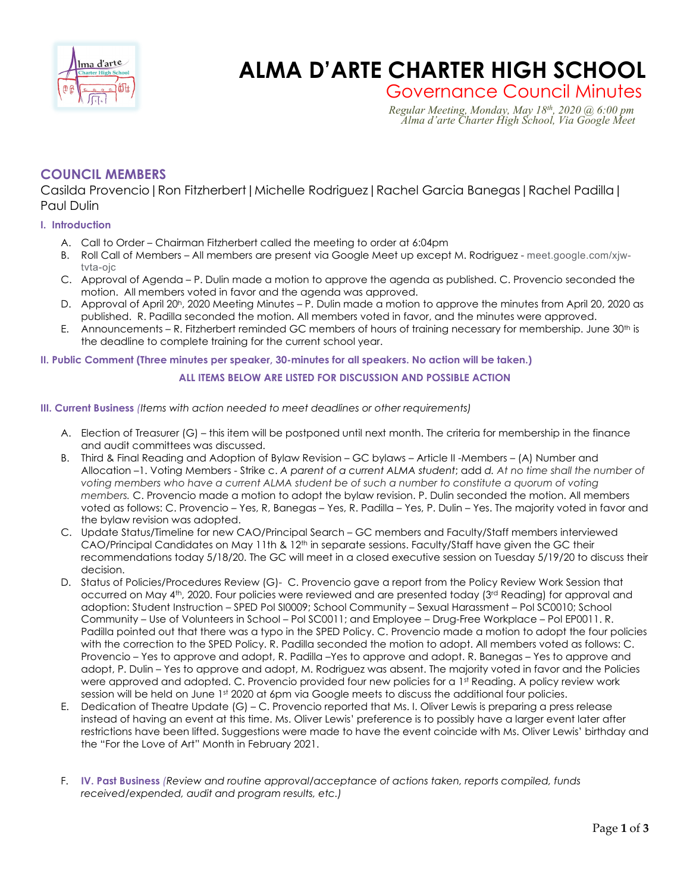# ALMA D'ARTE CHARTER HIGH SCHOOL

## Governance Council Minutes

*Regular Meeting, Monday, May 18th, 2020 @ 6:00 pm*
*Alma d'arte Charter High School, Via Google Meet*

## COUNCIL MEMBERS

Casilda Provencio | Ron Fitzherbert | Michelle Rodriguez | Rachel Garcia Banegas | Rachel Padilla | Paul Dulin

### I. Introduction

A. Call to Order – Chairman Fitzherbert called the meeting to order at 6:04pm

B. Roll Call of Members – All members are present via Google Meet up except M. Rodriguez - meet.google.com/xjw-tvta-ojc

C. Approval of Agenda – P. Dulin made a motion to approve the agenda as published. C. Provencio seconded the motion. All members voted in favor and the agenda was approved.

D. Approval of April 20h, 2020 Meeting Minutes – P. Dulin made a motion to approve the minutes from April 20, 2020 as published. R. Padilla seconded the motion. All members voted in favor, and the minutes were approved.

E. Announcements – R. Fitzherbert reminded GC members of hours of training necessary for membership. June 30th is the deadline to complete training for the current school year.

### II. Public Comment (Three minutes per speaker, 30-minutes for all speakers. No action will be taken.)

**ALL ITEMS BELOW ARE LISTED FOR DISCUSSION AND POSSIBLE ACTION**

### III. Current Business *(Items with action needed to meet deadlines or other requirements)*

A. Election of Treasurer (G) – this item will be postponed until next month. The criteria for membership in the finance and audit committees was discussed.

B. Third & Final Reading and Adoption of Bylaw Revision – GC bylaws – Article II -Members – (A) Number and Allocation –1. Voting Members - Strike c. *A parent of a current ALMA student*; add *d. At no time shall the number of voting members who have a current ALMA student be of such a number to constitute a quorum of voting members.* C. Provencio made a motion to adopt the bylaw revision. P. Dulin seconded the motion. All members voted as follows: C. Provencio – Yes, R, Banegas – Yes, R. Padilla – Yes, P. Dulin – Yes. The majority voted in favor and the bylaw revision was adopted.

C. Update Status/Timeline for new CAO/Principal Search – GC members and Faculty/Staff members interviewed CAO/Principal Candidates on May 11th & 12th in separate sessions. Faculty/Staff have given the GC their recommendations today 5/18/20. The GC will meet in a closed executive session on Tuesday 5/19/20 to discuss their decision.

D. Status of Policies/Procedures Review (G)- C. Provencio gave a report from the Policy Review Work Session that occurred on May 4th, 2020. Four policies were reviewed and are presented today (3rd Reading) for approval and adoption: Student Instruction – SPED Pol SI0009; School Community – Sexual Harassment – Pol SC0010; School Community – Use of Volunteers in School – Pol SC0011; and Employee – Drug-Free Workplace – Pol EP0011. R. Padilla pointed out that there was a typo in the SPED Policy. C. Provencio made a motion to adopt the four policies with the correction to the SPED Policy. R. Padilla seconded the motion to adopt. All members voted as follows: C. Provencio – Yes to approve and adopt, R. Padilla –Yes to approve and adopt. R. Banegas – Yes to approve and adopt, P. Dulin – Yes to approve and adopt, M. Rodriguez was absent. The majority voted in favor and the Policies were approved and adopted. C. Provencio provided four new policies for a 1st Reading. A policy review work session will be held on June 1st 2020 at 6pm via Google meets to discuss the additional four policies.

E. Dedication of Theatre Update (G) – C. Provencio reported that Ms. I. Oliver Lewis is preparing a press release instead of having an event at this time. Ms. Oliver Lewis' preference is to possibly have a larger event later after restrictions have been lifted. Suggestions were made to have the event coincide with Ms. Oliver Lewis' birthday and the "For the Love of Art" Month in February 2021.

F. **IV. Past Business** *(Review and routine approval/acceptance of actions taken, reports compiled, funds received/expended, audit and program results, etc.)*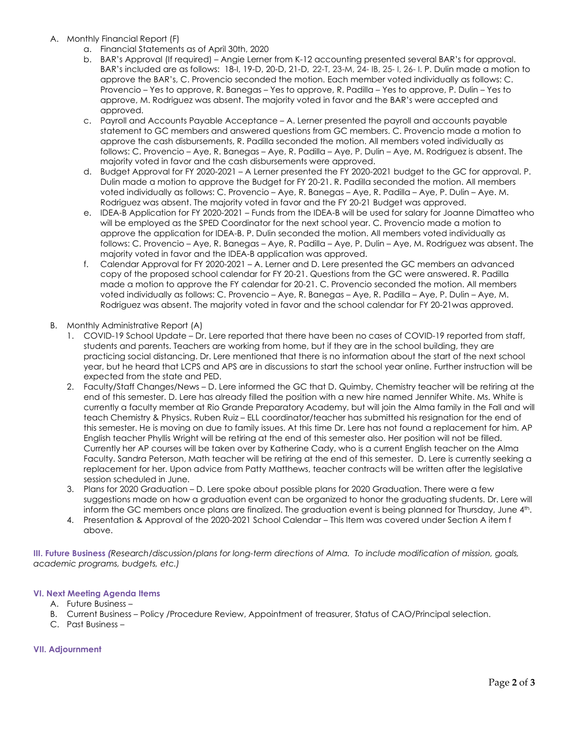A. Monthly Financial Report (F)
   a. Financial Statements as of April 30th, 2020
   b. BAR's Approval (If required) – Angie Lerner from K-12 accounting presented several BAR's for approval. BAR's included are as follows: 18-I, 19-D, 20-D, 21-D, 22-T, 23-M, 24- IB, 25- I, 26- I. P. Dulin made a motion to approve the BAR's, C. Provencio seconded the motion. Each member voted individually as follows: C. Provencio – Yes to approve, R. Banegas – Yes to approve, R. Padilla – Yes to approve, P. Dulin – Yes to approve, M. Rodriguez was absent. The majority voted in favor and the BAR's were accepted and approved.
   c. Payroll and Accounts Payable Acceptance – A. Lerner presented the payroll and accounts payable statement to GC members and answered questions from GC members. C. Provencio made a motion to approve the cash disbursements, R. Padilla seconded the motion. All members voted individually as follows: C. Provencio – Aye, R. Banegas – Aye, R. Padilla – Aye, P. Dulin – Aye, M. Rodriguez is absent. The majority voted in favor and the cash disbursements were approved.
   d. Budget Approval for FY 2020-2021 – A Lerner presented the FY 2020-2021 budget to the GC for approval. P. Dulin made a motion to approve the Budget for FY 20-21. R. Padilla seconded the motion. All members voted individually as follows: C. Provencio – Aye, R. Banegas – Aye, R. Padilla – Aye, P. Dulin – Aye. M. Rodriguez was absent. The majority voted in favor and the FY 20-21 Budget was approved.
   e. IDEA-B Application for FY 2020-2021 – Funds from the IDEA-B will be used for salary for Joanne Dimatteo who will be employed as the SPED Coordinator for the next school year. C. Provencio made a motion to approve the application for IDEA-B. P. Dulin seconded the motion. All members voted individually as follows: C. Provencio – Aye, R. Banegas – Aye, R. Padilla – Aye, P. Dulin – Aye, M. Rodriguez was absent. The majority voted in favor and the IDEA-B application was approved.
   f. Calendar Approval for FY 2020-2021 – A. Lerner and D. Lere presented the GC members an advanced copy of the proposed school calendar for FY 20-21. Questions from the GC were answered. R. Padilla made a motion to approve the FY calendar for 20-21. C. Provencio seconded the motion. All members voted individually as follows: C. Provencio – Aye, R. Banegas – Aye, R. Padilla – Aye, P. Dulin – Aye, M. Rodriguez was absent. The majority voted in favor and the school calendar for FY 20-21was approved.

B. Monthly Administrative Report (A)
   1. COVID-19 School Update – Dr. Lere reported that there have been no cases of COVID-19 reported from staff, students and parents. Teachers are working from home, but if they are in the school building, they are practicing social distancing. Dr. Lere mentioned that there is no information about the start of the next school year, but he heard that LCPS and APS are in discussions to start the school year online. Further instruction will be expected from the state and PED.
   2. Faculty/Staff Changes/News – D. Lere informed the GC that D. Quimby, Chemistry teacher will be retiring at the end of this semester. D. Lere has already filled the position with a new hire named Jennifer White. Ms. White is currently a faculty member at Rio Grande Preparatory Academy, but will join the Alma family in the Fall and will teach Chemistry & Physics. Ruben Ruiz – ELL coordinator/teacher has submitted his resignation for the end of this semester. He is moving on due to family issues. At this time Dr. Lere has not found a replacement for him. AP English teacher Phyllis Wright will be retiring at the end of this semester also. Her position will not be filled. Currently her AP courses will be taken over by Katherine Cady, who is a current English teacher on the Alma Faculty. Sandra Peterson, Math teacher will be retiring at the end of this semester. D. Lere is currently seeking a replacement for her. Upon advice from Patty Matthews, teacher contracts will be written after the legislative session scheduled in June.
   3. Plans for 2020 Graduation – D. Lere spoke about possible plans for 2020 Graduation. There were a few suggestions made on how a graduation event can be organized to honor the graduating students. Dr. Lere will inform the GC members once plans are finalized. The graduation event is being planned for Thursday, June 4th.
   4. Presentation & Approval of the 2020-2021 School Calendar – This Item was covered under Section A item f above.

**III. Future Business** *(Research/discussion/plans for long-term directions of Alma. To include modification of mission, goals, academic programs, budgets, etc.)*

**VI. Next Meeting Agenda Items**

A. Future Business –
B. Current Business – Policy /Procedure Review, Appointment of treasurer, Status of CAO/Principal selection.
C. Past Business –

**VII. Adjournment**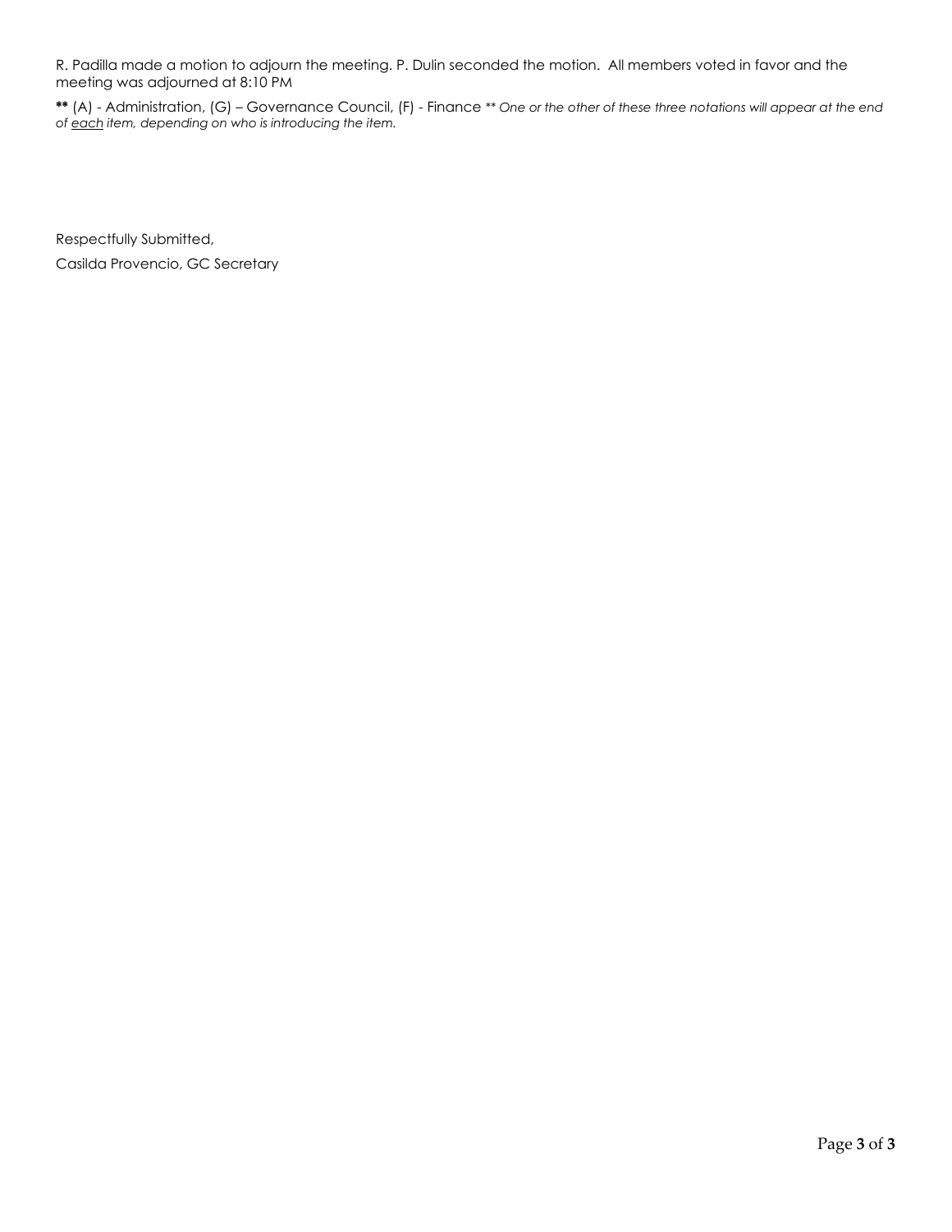R. Padilla made a motion to adjourn the meeting. P. Dulin seconded the motion. All members voted in favor and the meeting was adjourned at 8:10 PM

**\*\*** (A) - Administration, (G) – Governance Council, (F) - Finance *\*\* One or the other of these three notations will appear at the end of each item, depending on who is introducing the item.*

Respectfully Submitted,

Casilda Provencio, GC Secretary